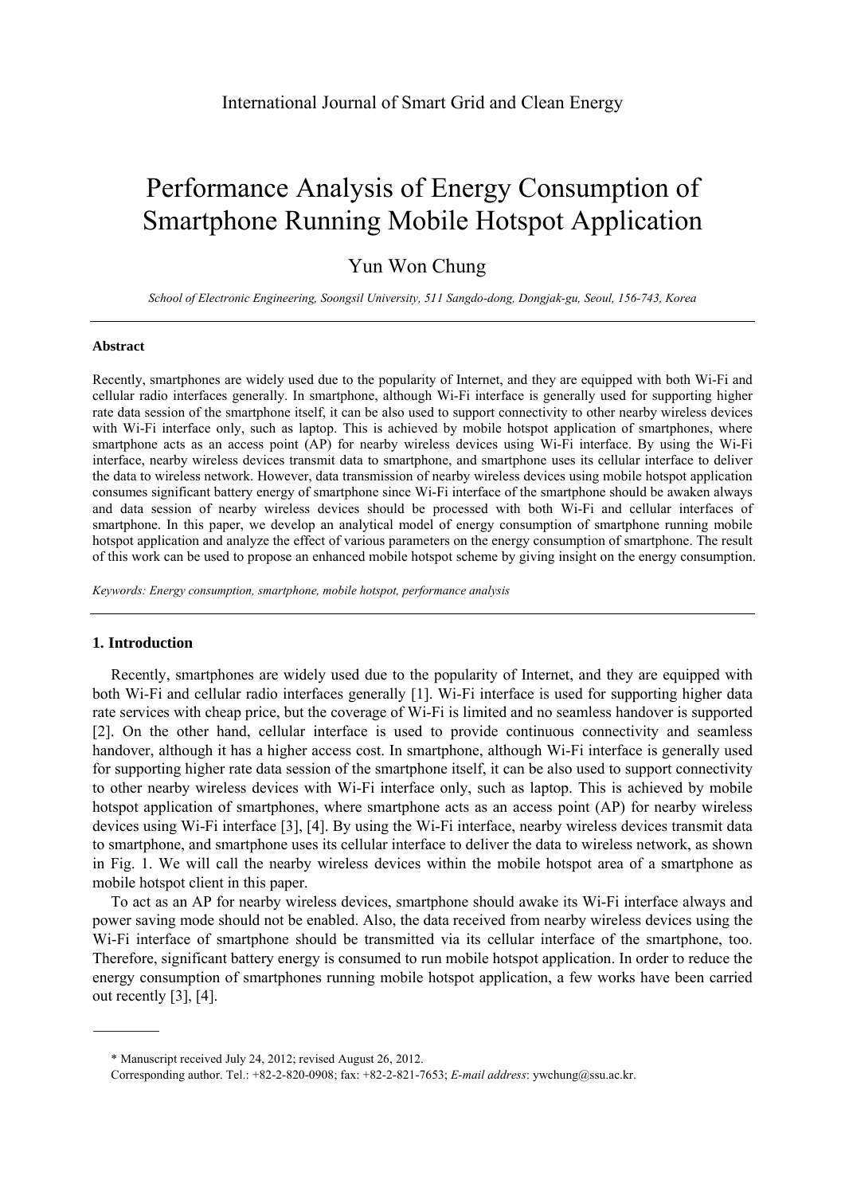# Performance Analysis of Energy Consumption of Smartphone Running Mobile Hotspot Application

Yun Won Chung

*School of Electronic Engineering, Soongsil University, 511 Sangdo-dong, Dongjak-gu, Seoul, 156-743, Korea*

---

**Abstract**

Recently, smartphones are widely used due to the popularity of Internet, and they are equipped with both Wi-Fi and cellular radio interfaces generally. In smartphone, although Wi-Fi interface is generally used for supporting higher rate data session of the smartphone itself, it can be also used to support connectivity to other nearby wireless devices with Wi-Fi interface only, such as laptop. This is achieved by mobile hotspot application of smartphones, where smartphone acts as an access point (AP) for nearby wireless devices using Wi-Fi interface. By using the Wi-Fi interface, nearby wireless devices transmit data to smartphone, and smartphone uses its cellular interface to deliver the data to wireless network. However, data transmission of nearby wireless devices using mobile hotspot application consumes significant battery energy of smartphone since Wi-Fi interface of the smartphone should be awaken always and data session of nearby wireless devices should be processed with both Wi-Fi and cellular interfaces of smartphone. In this paper, we develop an analytical model of energy consumption of smartphone running mobile hotspot application and analyze the effect of various parameters on the energy consumption of smartphone. The result of this work can be used to propose an enhanced mobile hotspot scheme by giving insight on the energy consumption.

*Keywords: Energy consumption, smartphone, mobile hotspot, performance analysis*

---

## 1. Introduction

Recently, smartphones are widely used due to the popularity of Internet, and they are equipped with both Wi-Fi and cellular radio interfaces generally [1]. Wi-Fi interface is used for supporting higher data rate services with cheap price, but the coverage of Wi-Fi is limited and no seamless handover is supported [2]. On the other hand, cellular interface is used to provide continuous connectivity and seamless handover, although it has a higher access cost. In smartphone, although Wi-Fi interface is generally used for supporting higher rate data session of the smartphone itself, it can be also used to support connectivity to other nearby wireless devices with Wi-Fi interface only, such as laptop. This is achieved by mobile hotspot application of smartphones, where smartphone acts as an access point (AP) for nearby wireless devices using Wi-Fi interface [3], [4]. By using the Wi-Fi interface, nearby wireless devices transmit data to smartphone, and smartphone uses its cellular interface to deliver the data to wireless network, as shown in Fig. 1. We will call the nearby wireless devices within the mobile hotspot area of a smartphone as mobile hotspot client in this paper.

To act as an AP for nearby wireless devices, smartphone should awake its Wi-Fi interface always and power saving mode should not be enabled. Also, the data received from nearby wireless devices using the Wi-Fi interface of smartphone should be transmitted via its cellular interface of the smartphone, too. Therefore, significant battery energy is consumed to run mobile hotspot application. In order to reduce the energy consumption of smartphones running mobile hotspot application, a few works have been carried out recently [3], [4].

---

\* Manuscript received July 24, 2012; revised August 26, 2012.

Corresponding author. Tel.: +82-2-820-0908; fax: +82-2-821-7653; *E-mail address*: ywchung@ssu.ac.kr.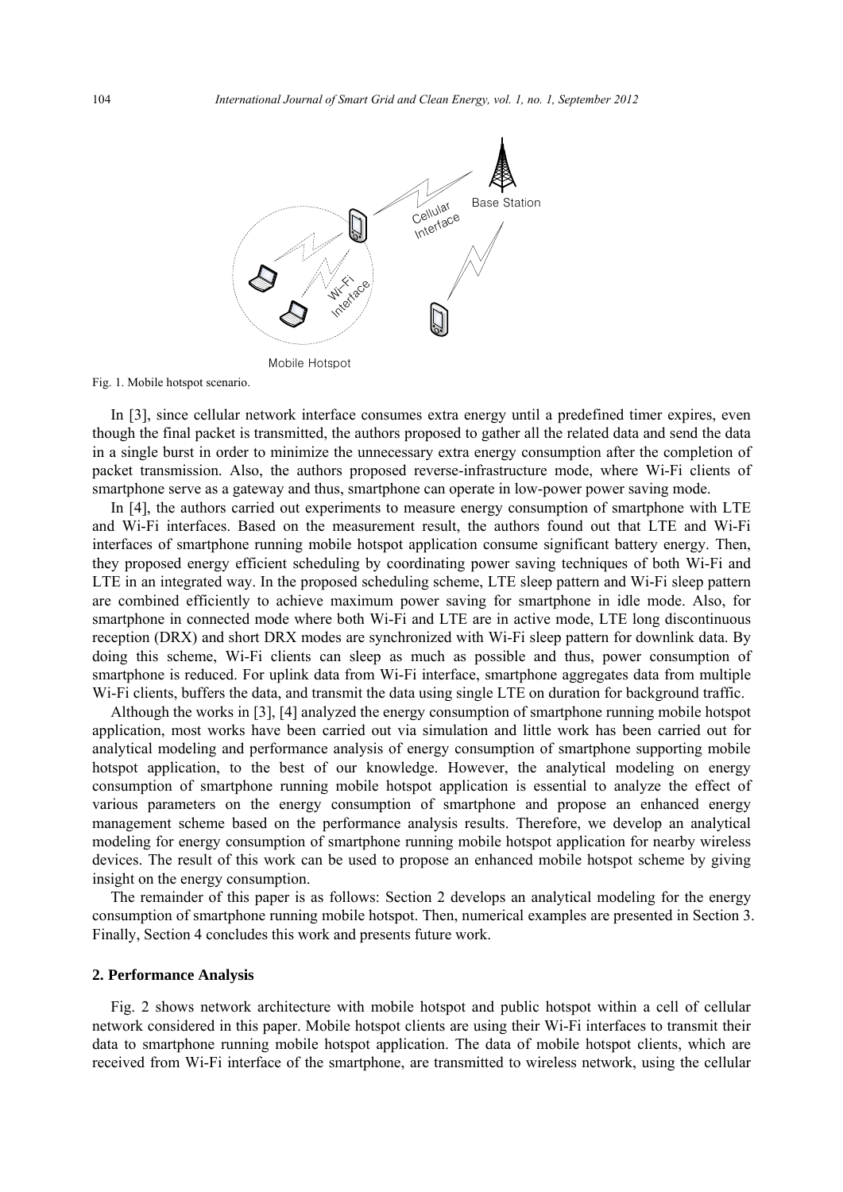Fig. 1. Mobile hotspot scenario.

In [3], since cellular network interface consumes extra energy until a predefined timer expires, even though the final packet is transmitted, the authors proposed to gather all the related data and send the data in a single burst in order to minimize the unnecessary extra energy consumption after the completion of packet transmission. Also, the authors proposed reverse-infrastructure mode, where Wi-Fi clients of smartphone serve as a gateway and thus, smartphone can operate in low-power power saving mode.

In [4], the authors carried out experiments to measure energy consumption of smartphone with LTE and Wi-Fi interfaces. Based on the measurement result, the authors found out that LTE and Wi-Fi interfaces of smartphone running mobile hotspot application consume significant battery energy. Then, they proposed energy efficient scheduling by coordinating power saving techniques of both Wi-Fi and LTE in an integrated way. In the proposed scheduling scheme, LTE sleep pattern and Wi-Fi sleep pattern are combined efficiently to achieve maximum power saving for smartphone in idle mode. Also, for smartphone in connected mode where both Wi-Fi and LTE are in active mode, LTE long discontinuous reception (DRX) and short DRX modes are synchronized with Wi-Fi sleep pattern for downlink data. By doing this scheme, Wi-Fi clients can sleep as much as possible and thus, power consumption of smartphone is reduced. For uplink data from Wi-Fi interface, smartphone aggregates data from multiple Wi-Fi clients, buffers the data, and transmit the data using single LTE on duration for background traffic.

Although the works in [3], [4] analyzed the energy consumption of smartphone running mobile hotspot application, most works have been carried out via simulation and little work has been carried out for analytical modeling and performance analysis of energy consumption of smartphone supporting mobile hotspot application, to the best of our knowledge. However, the analytical modeling on energy consumption of smartphone running mobile hotspot application is essential to analyze the effect of various parameters on the energy consumption of smartphone and propose an enhanced energy management scheme based on the performance analysis results. Therefore, we develop an analytical modeling for energy consumption of smartphone running mobile hotspot application for nearby wireless devices. The result of this work can be used to propose an enhanced mobile hotspot scheme by giving insight on the energy consumption.

The remainder of this paper is as follows: Section 2 develops an analytical modeling for the energy consumption of smartphone running mobile hotspot. Then, numerical examples are presented in Section 3. Finally, Section 4 concludes this work and presents future work.

## 2. Performance Analysis

Fig. 2 shows network architecture with mobile hotspot and public hotspot within a cell of cellular network considered in this paper. Mobile hotspot clients are using their Wi-Fi interfaces to transmit their data to smartphone running mobile hotspot application. The data of mobile hotspot clients, which are received from Wi-Fi interface of the smartphone, are transmitted to wireless network, using the cellular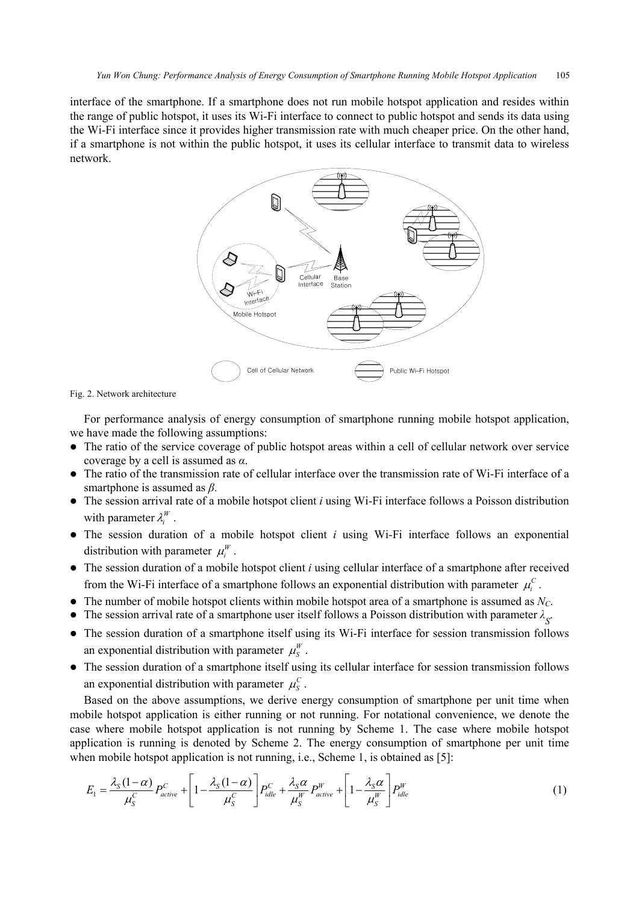interface of the smartphone. If a smartphone does not run mobile hotspot application and resides within the range of public hotspot, it uses its Wi-Fi interface to connect to public hotspot and sends its data using the Wi-Fi interface since it provides higher transmission rate with much cheaper price. On the other hand, if a smartphone is not within the public hotspot, it uses its cellular interface to transmit data to wireless network.

Fig. 2. Network architecture

For performance analysis of energy consumption of smartphone running mobile hotspot application, we have made the following assumptions:

- The ratio of the service coverage of public hotspot areas within a cell of cellular network over service coverage by a cell is assumed as $\alpha$.
- The ratio of the transmission rate of cellular interface over the transmission rate of Wi-Fi interface of a smartphone is assumed as $\beta$.
- The session arrival rate of a mobile hotspot client $i$ using Wi-Fi interface follows a Poisson distribution with parameter $\lambda_i^W$.
- The session duration of a mobile hotspot client $i$ using Wi-Fi interface follows an exponential distribution with parameter $\mu_i^W$.
- The session duration of a mobile hotspot client $i$ using cellular interface of a smartphone after received from the Wi-Fi interface of a smartphone follows an exponential distribution with parameter $\mu_i^C$.
- The number of mobile hotspot clients within mobile hotspot area of a smartphone is assumed as $N_C$.
- The session arrival rate of a smartphone user itself follows a Poisson distribution with parameter $\lambda_S$.
- The session duration of a smartphone itself using its Wi-Fi interface for session transmission follows an exponential distribution with parameter $\mu_S^W$.
- The session duration of a smartphone itself using its cellular interface for session transmission follows an exponential distribution with parameter $\mu_S^C$.

Based on the above assumptions, we derive energy consumption of smartphone per unit time when mobile hotspot application is either running or not running. For notational convenience, we denote the case where mobile hotspot application is not running by Scheme 1. The case where mobile hotspot application is running is denoted by Scheme 2. The energy consumption of smartphone per unit time when mobile hotspot application is not running, i.e., Scheme 1, is obtained as [5]:

$$E_1 = \frac{\lambda_S(1-\alpha)}{\mu_S^C} P_{active}^C + \left[1 - \frac{\lambda_S(1-\alpha)}{\mu_S^C}\right] P_{idle}^C + \frac{\lambda_S \alpha}{\mu_S^W} P_{active}^W + \left[1 - \frac{\lambda_S \alpha}{\mu_S^W}\right] P_{idle}^W \tag{1}$$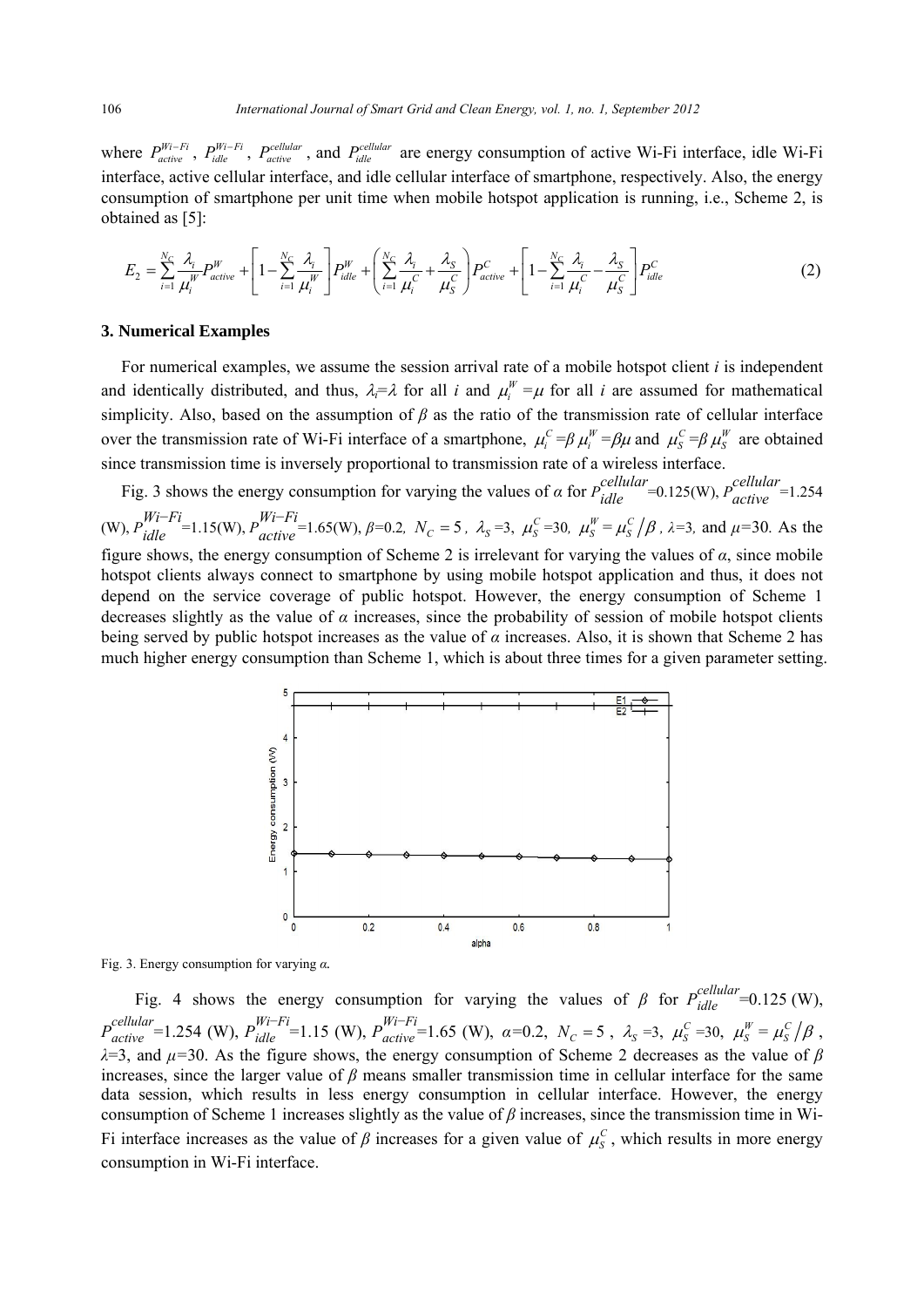where $P_{active}^{Wi-Fi}$, $P_{idle}^{Wi-Fi}$, $P_{active}^{cellular}$, and $P_{idle}^{cellular}$ are energy consumption of active Wi-Fi interface, idle Wi-Fi interface, active cellular interface, and idle cellular interface of smartphone, respectively. Also, the energy consumption of smartphone per unit time when mobile hotspot application is running, i.e., Scheme 2, is obtained as [5]:

$$E_2 = \sum_{i=1}^{N_C} \frac{\lambda_i}{\mu_i^W} P_{active}^W + \left[1 - \sum_{i=1}^{N_C} \frac{\lambda_i}{\mu_i^W}\right] P_{idle}^W + \left(\sum_{i=1}^{N_C} \frac{\lambda_i}{\mu_i^C} + \frac{\lambda_S}{\mu_S^C}\right) P_{active}^C + \left[1 - \sum_{i=1}^{N_C} \frac{\lambda_i}{\mu_i^C} - \frac{\lambda_S}{\mu_S^C}\right] P_{idle}^C \tag{2}$$

## 3. Numerical Examples

For numerical examples, we assume the session arrival rate of a mobile hotspot client *i* is independent and identically distributed, and thus, $\lambda_i = \lambda$ for all *i* and $\mu_i^W = \mu$ for all *i* are assumed for mathematical simplicity. Also, based on the assumption of $\beta$ as the ratio of the transmission rate of cellular interface over the transmission rate of Wi-Fi interface of a smartphone, $\mu_i^C = \beta \mu_i^W = \beta\mu$ and $\mu_S^C = \beta \mu_S^W$ are obtained since transmission time is inversely proportional to transmission rate of a wireless interface.

Fig. 3 shows the energy consumption for varying the values of $\alpha$ for $P_{idle}^{cellular}$=0.125(W), $P_{active}^{cellular}$=1.254 (W), $P_{idle}^{Wi-Fi}$=1.15(W), $P_{active}^{Wi-Fi}$=1.65(W), $\beta$=0.2, $N_C = 5$, $\lambda_S$=3, $\mu_S^C$=30, $\mu_S^W = \mu_S^C / \beta$, $\lambda$=3, and $\mu$=30. As the figure shows, the energy consumption of Scheme 2 is irrelevant for varying the values of $\alpha$, since mobile hotspot clients always connect to smartphone by using mobile hotspot application and thus, it does not depend on the service coverage of public hotspot. However, the energy consumption of Scheme 1 decreases slightly as the value of $\alpha$ increases, since the probability of session of mobile hotspot clients being served by public hotspot increases as the value of $\alpha$ increases. Also, it is shown that Scheme 2 has much higher energy consumption than Scheme 1, which is about three times for a given parameter setting.

Fig. 3. Energy consumption for varying $\alpha$.

Fig. 4 shows the energy consumption for varying the values of $\beta$ for $P_{idle}^{cellular}$=0.125 (W), $P_{active}^{cellular}$=1.254 (W), $P_{idle}^{Wi-Fi}$=1.15 (W), $P_{active}^{Wi-Fi}$=1.65 (W), $\alpha$=0.2, $N_C = 5$, $\lambda_S$=3, $\mu_S^C$=30, $\mu_S^W = \mu_S^C / \beta$, $\lambda$=3, and $\mu$=30. As the figure shows, the energy consumption of Scheme 2 decreases as the value of $\beta$ increases, since the larger value of $\beta$ means smaller transmission time in cellular interface for the same data session, which results in less energy consumption in cellular interface. However, the energy consumption of Scheme 1 increases slightly as the value of $\beta$ increases, since the transmission time in Wi-Fi interface increases as the value of $\beta$ increases for a given value of $\mu_S^C$, which results in more energy consumption in Wi-Fi interface.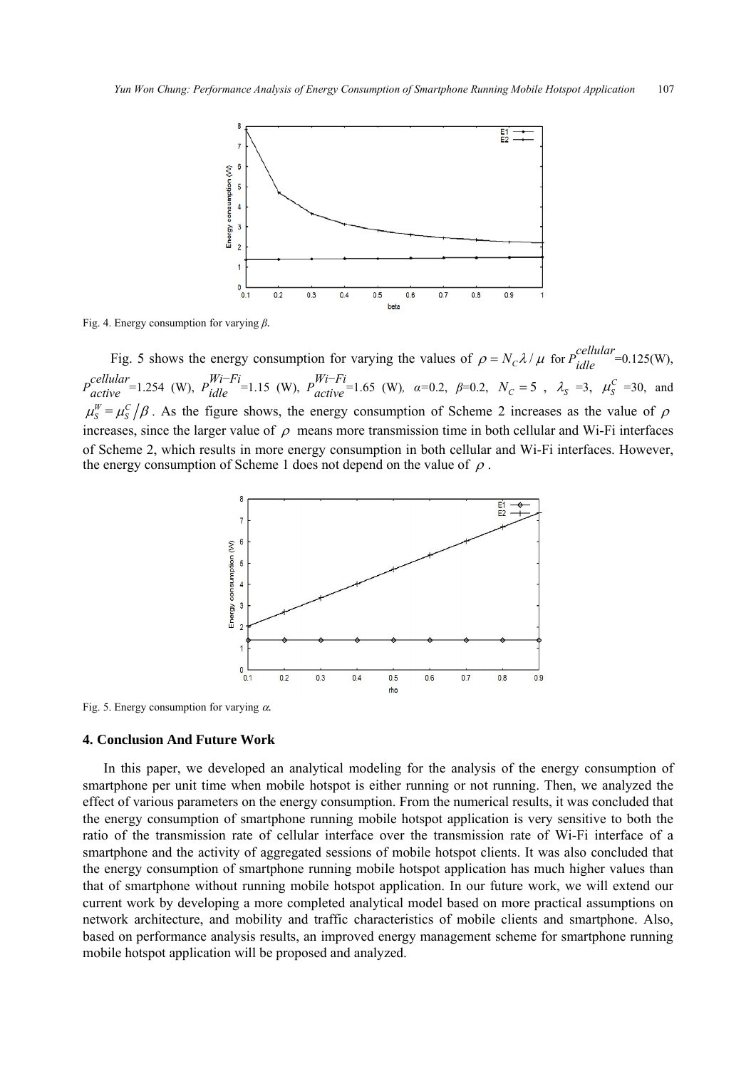Fig. 4. Energy consumption for varying *β*.

Fig. 5 shows the energy consumption for varying the values of $\rho = N_C \lambda / \mu$ for $P_{idle}^{cellular}$=0.125(W), $P_{active}^{cellular}$=1.254 (W), $P_{idle}^{Wi-Fi}$=1.15 (W), $P_{active}^{Wi-Fi}$=1.65 (W), $\alpha$=0.2, $\beta$=0.2, $N_C = 5$ , $\lambda_S$ =3, $\mu_S^C$ =30, and $\mu_S^W = \mu_S^C / \beta$ . As the figure shows, the energy consumption of Scheme 2 increases as the value of $\rho$ increases, since the larger value of $\rho$ means more transmission time in both cellular and Wi-Fi interfaces of Scheme 2, which results in more energy consumption in both cellular and Wi-Fi interfaces. However, the energy consumption of Scheme 1 does not depend on the value of $\rho$ .

Fig. 5. Energy consumption for varying $\alpha$.

## 4. Conclusion And Future Work

In this paper, we developed an analytical modeling for the analysis of the energy consumption of smartphone per unit time when mobile hotspot is either running or not running. Then, we analyzed the effect of various parameters on the energy consumption. From the numerical results, it was concluded that the energy consumption of smartphone running mobile hotspot application is very sensitive to both the ratio of the transmission rate of cellular interface over the transmission rate of Wi-Fi interface of a smartphone and the activity of aggregated sessions of mobile hotspot clients. It was also concluded that the energy consumption of smartphone running mobile hotspot application has much higher values than that of smartphone without running mobile hotspot application. In our future work, we will extend our current work by developing a more completed analytical model based on more practical assumptions on network architecture, and mobility and traffic characteristics of mobile clients and smartphone. Also, based on performance analysis results, an improved energy management scheme for smartphone running mobile hotspot application will be proposed and analyzed.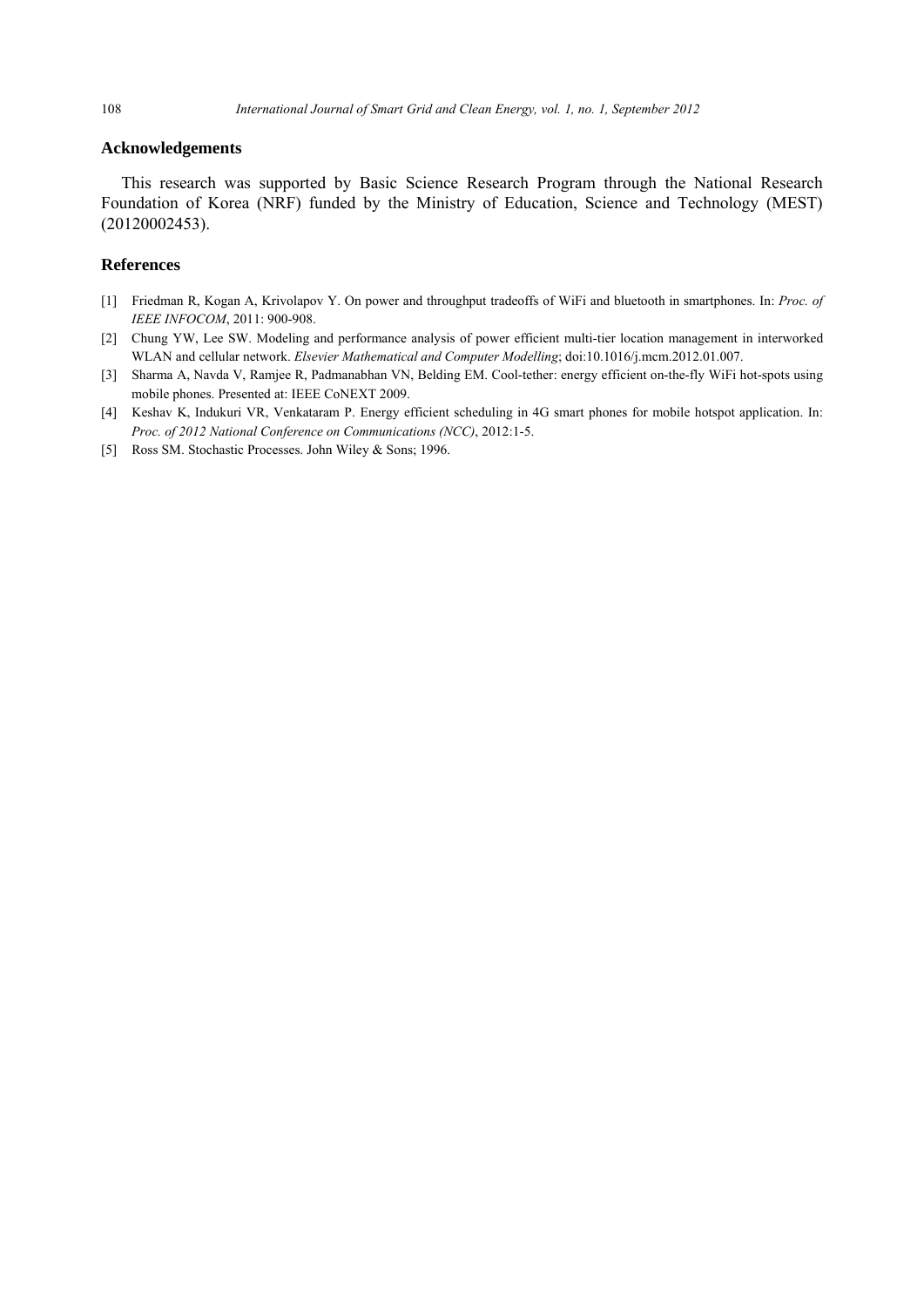## Acknowledgements

This research was supported by Basic Science Research Program through the National Research Foundation of Korea (NRF) funded by the Ministry of Education, Science and Technology (MEST) (20120002453).

## References

[1] Friedman R, Kogan A, Krivolapov Y. On power and throughput tradeoffs of WiFi and bluetooth in smartphones. In: *Proc. of IEEE INFOCOM*, 2011: 900-908.

[2] Chung YW, Lee SW. Modeling and performance analysis of power efficient multi-tier location management in interworked WLAN and cellular network. *Elsevier Mathematical and Computer Modelling*; doi:10.1016/j.mcm.2012.01.007.

[3] Sharma A, Navda V, Ramjee R, Padmanabhan VN, Belding EM. Cool-tether: energy efficient on-the-fly WiFi hot-spots using mobile phones. Presented at: IEEE CoNEXT 2009.

[4] Keshav K, Indukuri VR, Venkataram P. Energy efficient scheduling in 4G smart phones for mobile hotspot application. In: *Proc. of 2012 National Conference on Communications (NCC)*, 2012:1-5.

[5] Ross SM. Stochastic Processes. John Wiley & Sons; 1996.